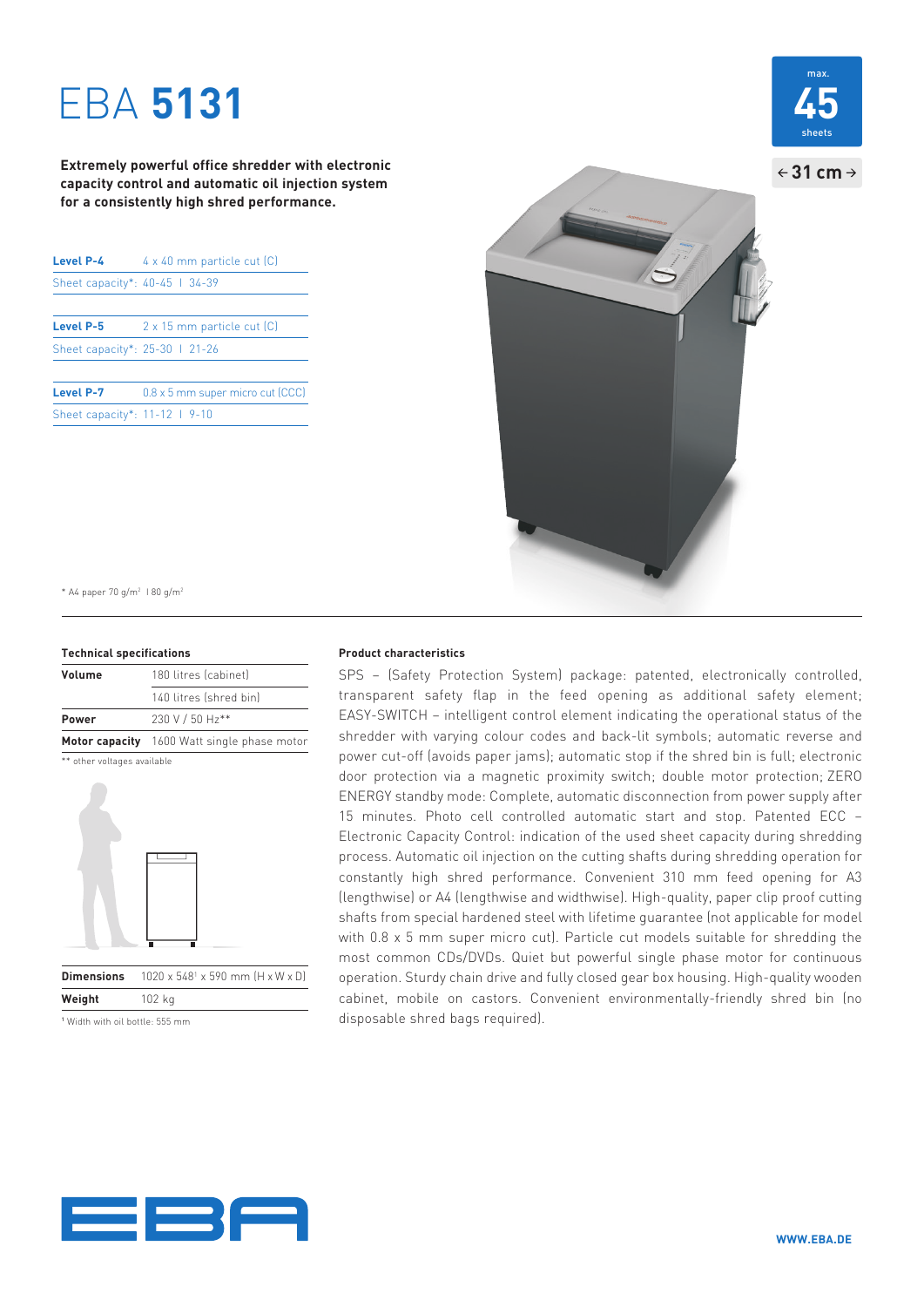# EBA **5131**

**Extremely powerful office shredder with electronic capacity control and automatic oil injection system for a consistently high shred performance.**

max. **45** sheets

← **31 cm** →

| **Level P-4** | 4 x 40 mm particle cut (C) |
|---|---|
| Sheet capacity*: | 40-45 I 34-39 |

| **Level P-5** | 2 x 15 mm particle cut (C) |
|---|---|
| Sheet capacity*: | 25-30 I 21-26 |

| **Level P-7** | 0.8 x 5 mm super micro cut (CCC) |
|---|---|
| Sheet capacity*: | 11-12 I 9-10 |

* A4 paper 70 g/m² I 80 g/m²

### Technical specifications

| | |
|---|---|
| **Volume** | 180 litres (cabinet) |
| | 140 litres (shred bin) |
| **Power** | 230 V / 50 Hz** |
| **Motor capacity** | 1600 Watt single phase motor |

** other voltages available

| | |
|---|---|
| **Dimensions** | 1020 x 548[1] x 590 mm (H x W x D) |
| **Weight** | 102 kg |

[1] Width with oil bottle: 555 mm

### Product characteristics

SPS – (Safety Protection System) package: patented, electronically controlled, transparent safety flap in the feed opening as additional safety element; EASY-SWITCH – intelligent control element indicating the operational status of the shredder with varying colour codes and back-lit symbols; automatic reverse and power cut-off (avoids paper jams); automatic stop if the shred bin is full; electronic door protection via a magnetic proximity switch; double motor protection; ZERO ENERGY standby mode: Complete, automatic disconnection from power supply after 15 minutes. Photo cell controlled automatic start and stop. Patented ECC – Electronic Capacity Control: indication of the used sheet capacity during shredding process. Automatic oil injection on the cutting shafts during shredding operation for constantly high shred performance. Convenient 310 mm feed opening for A3 (lengthwise) or A4 (lengthwise and widthwise). High-quality, paper clip proof cutting shafts from special hardened steel with lifetime guarantee (not applicable for model with 0.8 x 5 mm super micro cut). Particle cut models suitable for shredding the most common CDs/DVDs. Quiet but powerful single phase motor for continuous operation. Sturdy chain drive and fully closed gear box housing. High-quality wooden cabinet, mobile on castors. Convenient environmentally-friendly shred bin (no disposable shred bags required).

EBA

WWW.EBA.DE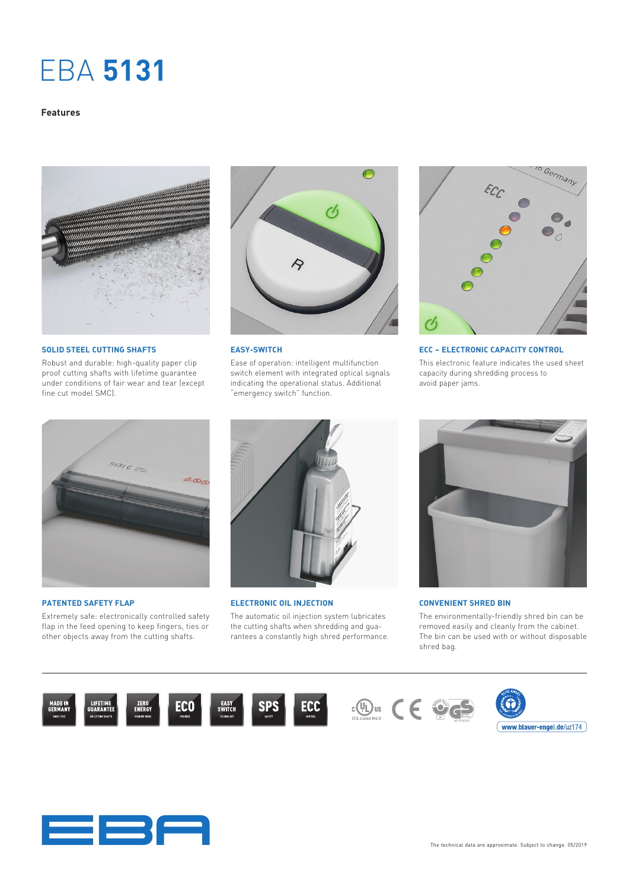# EBA **5131**

**Features**

### SOLID STEEL CUTTING SHAFTS

Robust and durable: high-quality paper clip proof cutting shafts with lifetime guarantee under conditions of fair wear and tear (except fine cut model SMC).

### EASY-SWITCH

Ease of operation: intelligent multifunction switch element with integrated optical signals indicating the operational status. Additional "emergency switch" function.

### ECC – ELECTRONIC CAPACITY CONTROL

This electronic feature indicates the used sheet capacity during shredding process to avoid paper jams.

### PATENTED SAFETY FLAP

Extremely safe: electronically controlled safety flap in the feed opening to keep fingers, ties or other objects away from the cutting shafts.

### ELECTRONIC OIL INJECTION

The automatic oil injection system lubricates the cutting shafts when shredding and guarantees a constantly high shred performance.

### CONVENIENT SHRED BIN

The environmentally-friendly shred bin can be removed easily and cleanly from the cabinet. The bin can be used with or without disposable shred bag.

---

MADE IN GERMANY SINCE 1922 · LIFETIME GUARANTEE ON CUTTING SHAFTS · ZERO ENERGY STANDBY MODE · ECO FRIENDLY · EASY SWITCH TECHNOLOGY · SPS SAFETY · ECC CONTROL

c UL us I.T.E. Listed 802 D · CE · GS

www.blauer-engel.de/uz174

The technical data are approximate. Subject to change. 05/2019